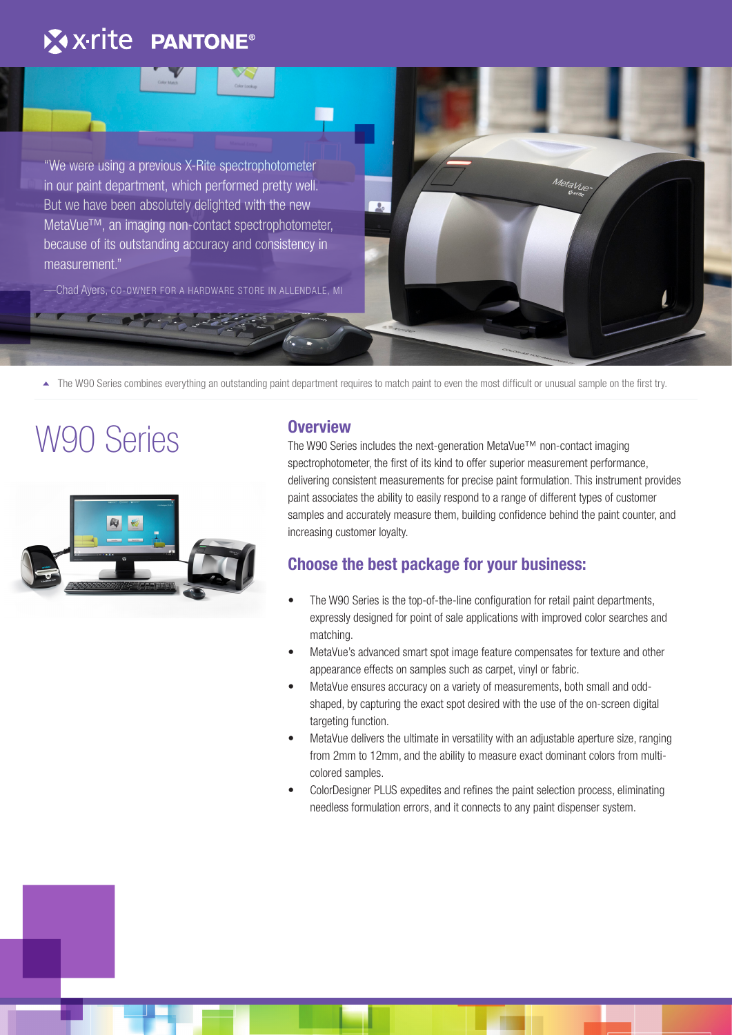“We were using a previous X-Rite spectrophotometer in our paint department, which performed pretty well. But we have been absolutely delighted with the new MetaVue™, an imaging non-contact spectrophotometer, because of its outstanding accuracy and consistency in measurement.”

—Chad Ayers, CO-OWNER FOR A HARDWARE STORE IN ALLENDALE, MI

▲ The W90 Series combines everything an outstanding paint department requires to match paint to even the most difficult or unusual sample on the first try.

# W90 Series

## Overview

The W90 Series includes the next-generation MetaVue™ non-contact imaging spectrophotometer, the first of its kind to offer superior measurement performance, delivering consistent measurements for precise paint formulation. This instrument provides paint associates the ability to easily respond to a range of different types of customer samples and accurately measure them, building confidence behind the paint counter, and increasing customer loyalty.

## Choose the best package for your business:

- The W90 Series is the top-of-the-line configuration for retail paint departments, expressly designed for point of sale applications with improved color searches and matching.
- MetaVue’s advanced smart spot image feature compensates for texture and other appearance effects on samples such as carpet, vinyl or fabric.
- MetaVue ensures accuracy on a variety of measurements, both small and odd-shaped, by capturing the exact spot desired with the use of the on-screen digital targeting function.
- MetaVue delivers the ultimate in versatility with an adjustable aperture size, ranging from 2mm to 12mm, and the ability to measure exact dominant colors from multi-colored samples.
- ColorDesigner PLUS expedites and refines the paint selection process, eliminating needless formulation errors, and it connects to any paint dispenser system.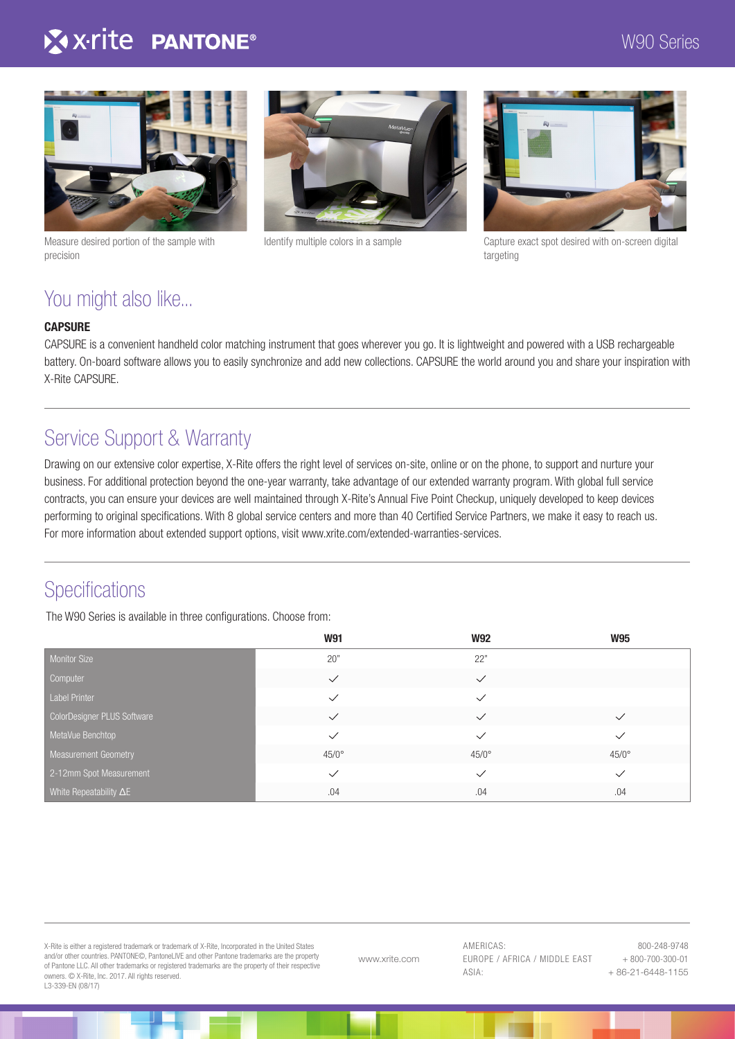Measure desired portion of the sample with precision

Identify multiple colors in a sample

Capture exact spot desired with on-screen digital targeting

## You might also like...

**CAPSURE**

CAPSURE is a convenient handheld color matching instrument that goes wherever you go. It is lightweight and powered with a USB rechargeable battery. On-board software allows you to easily synchronize and add new collections. CAPSURE the world around you and share your inspiration with X-Rite CAPSURE.

## Service Support & Warranty

Drawing on our extensive color expertise, X-Rite offers the right level of services on-site, online or on the phone, to support and nurture your business. For additional protection beyond the one-year warranty, take advantage of our extended warranty program. With global full service contracts, you can ensure your devices are well maintained through X-Rite's Annual Five Point Checkup, uniquely developed to keep devices performing to original specifications. With 8 global service centers and more than 40 Certified Service Partners, we make it easy to reach us. For more information about extended support options, visit www.xrite.com/extended-warranties-services.

## Specifications

The W90 Series is available in three configurations. Choose from:

| | W91 | W92 | W95 |
|---|---|---|---|
| Monitor Size | 20" | 22" | |
| Computer | ✓ | ✓ | |
| Label Printer | ✓ | ✓ | |
| ColorDesigner PLUS Software | ✓ | ✓ | ✓ |
| MetaVue Benchtop | ✓ | ✓ | ✓ |
| Measurement Geometry | 45/0° | 45/0° | 45/0° |
| 2-12mm Spot Measurement | ✓ | ✓ | ✓ |
| White Repeatability ΔE | .04 | .04 | .04 |

X-Rite is either a registered trademark or trademark of X-Rite, Incorporated in the United States and/or other countries. PANTONE©, PantoneLIVE and other Pantone trademarks are the property of Pantone LLC. All other trademarks or registered trademarks are the property of their respective owners. © X-Rite, Inc. 2017. All rights reserved.
L3-339-EN (08/17)

www.xrite.com

AMERICAS: 800-248-9748
EUROPE / AFRICA / MIDDLE EAST + 800-700-300-01
ASIA: + 86-21-6448-1155